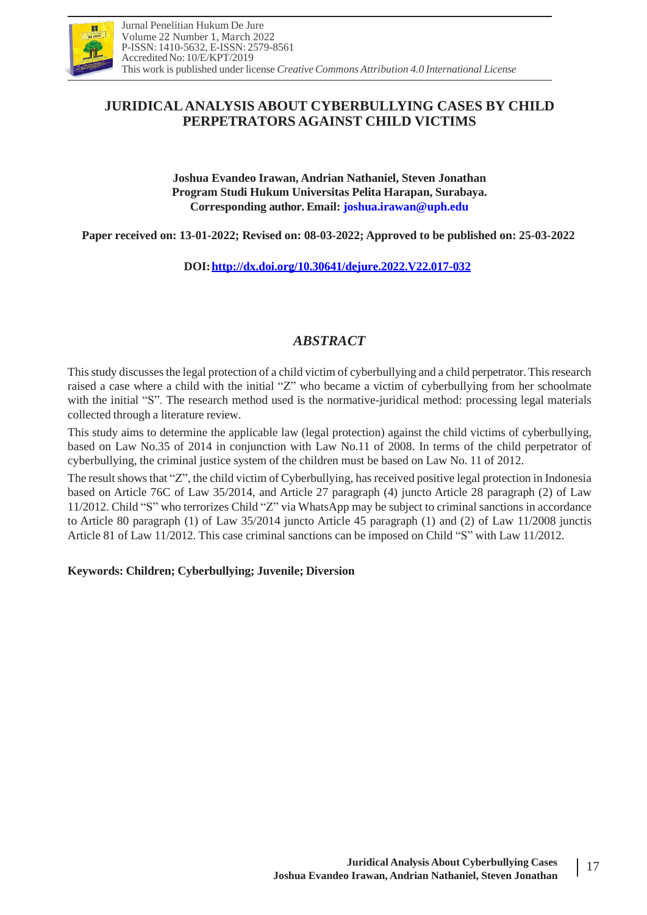# JURIDICAL ANALYSIS ABOUT CYBERBULLYING CASES BY CHILD PERPETRATORS AGAINST CHILD VICTIMS

**Joshua Evandeo Irawan, Andrian Nathaniel, Steven Jonathan**
**Program Studi Hukum Universitas Pelita Harapan, Surabaya.**
**Corresponding author. Email: joshua.irawan@uph.edu**

**Paper received on: 13-01-2022; Revised on: 08-03-2022; Approved to be published on: 25-03-2022**

**DOI: http://dx.doi.org/10.30641/dejure.2022.V22.017-032**

## *ABSTRACT*

This study discusses the legal protection of a child victim of cyberbullying and a child perpetrator. This research raised a case where a child with the initial "Z" who became a victim of cyberbullying from her schoolmate with the initial "S". The research method used is the normative-juridical method: processing legal materials collected through a literature review.

This study aims to determine the applicable law (legal protection) against the child victims of cyberbullying, based on Law No.35 of 2014 in conjunction with Law No.11 of 2008. In terms of the child perpetrator of cyberbullying, the criminal justice system of the children must be based on Law No. 11 of 2012.

The result shows that "Z", the child victim of Cyberbullying, has received positive legal protection in Indonesia based on Article 76C of Law 35/2014, and Article 27 paragraph (4) juncto Article 28 paragraph (2) of Law 11/2012. Child "S" who terrorizes Child "Z" via WhatsApp may be subject to criminal sanctions in accordance to Article 80 paragraph (1) of Law 35/2014 juncto Article 45 paragraph (1) and (2) of Law 11/2008 junctis Article 81 of Law 11/2012. This case criminal sanctions can be imposed on Child "S" with Law 11/2012.

**Keywords: Children; Cyberbullying; Juvenile; Diversion**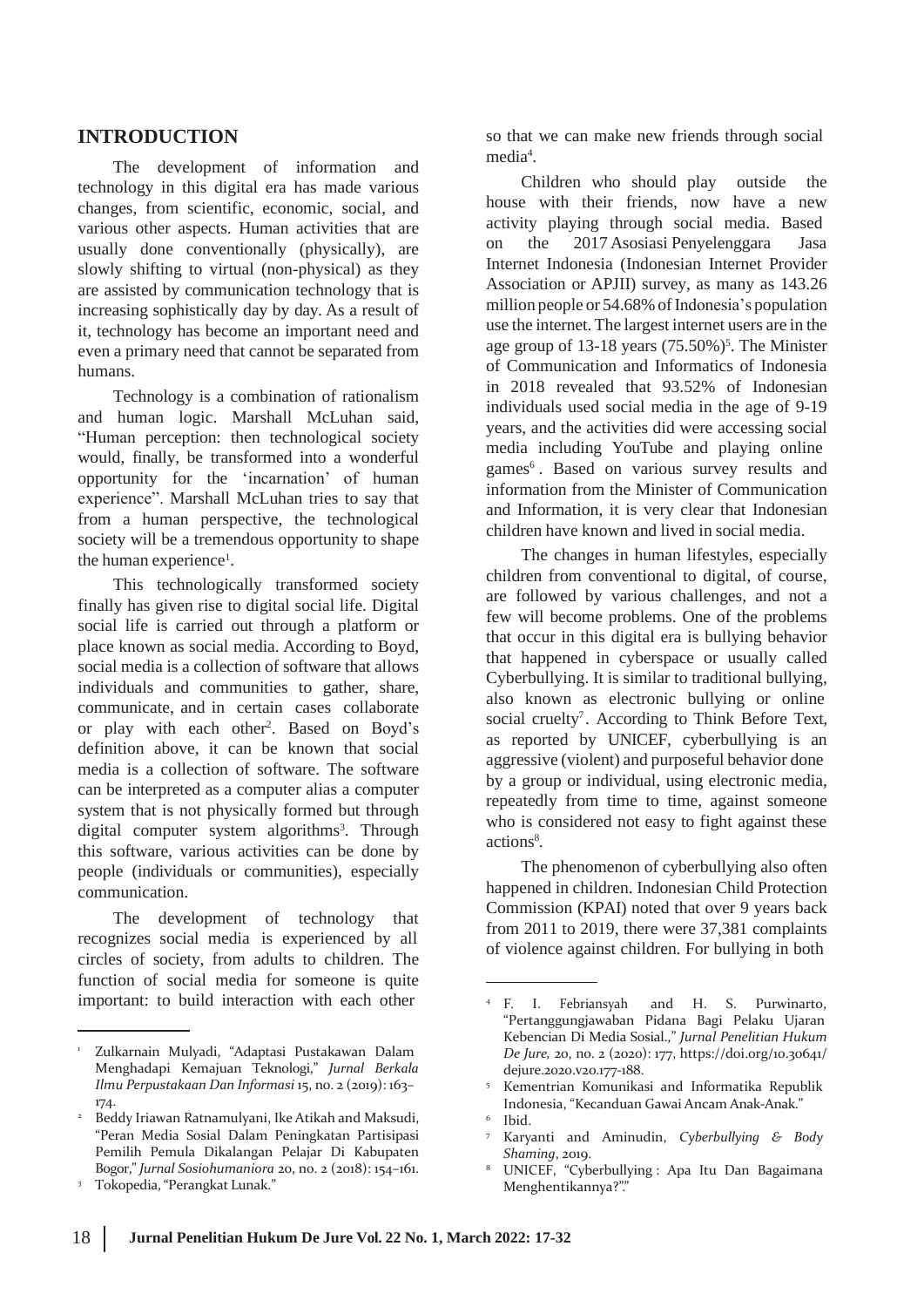## INTRODUCTION

The development of information and technology in this digital era has made various changes, from scientific, economic, social, and various other aspects. Human activities that are usually done conventionally (physically), are slowly shifting to virtual (non-physical) as they are assisted by communication technology that is increasing sophistically day by day. As a result of it, technology has become an important need and even a primary need that cannot be separated from humans.

Technology is a combination of rationalism and human logic. Marshall McLuhan said, "Human perception: then technological society would, finally, be transformed into a wonderful opportunity for the 'incarnation' of human experience". Marshall McLuhan tries to say that from a human perspective, the technological society will be a tremendous opportunity to shape the human experience[1].

This technologically transformed society finally has given rise to digital social life. Digital social life is carried out through a platform or place known as social media. According to Boyd, social media is a collection of software that allows individuals and communities to gather, share, communicate, and in certain cases collaborate or play with each other[2]. Based on Boyd's definition above, it can be known that social media is a collection of software. The software can be interpreted as a computer alias a computer system that is not physically formed but through digital computer system algorithms[3]. Through this software, various activities can be done by people (individuals or communities), especially communication.

The development of technology that recognizes social media is experienced by all circles of society, from adults to children. The function of social media for someone is quite important: to build interaction with each other so that we can make new friends through social media[4].

Children who should play outside the house with their friends, now have a new activity playing through social media. Based on the 2017 Asosiasi Penyelenggara Jasa Internet Indonesia (Indonesian Internet Provider Association or APJII) survey, as many as 143.26 million people or 54.68% of Indonesia's population use the internet. The largest internet users are in the age group of 13-18 years (75.50%)[5]. The Minister of Communication and Informatics of Indonesia in 2018 revealed that 93.52% of Indonesian individuals used social media in the age of 9-19 years, and the activities did were accessing social media including YouTube and playing online games[6]. Based on various survey results and information from the Minister of Communication and Information, it is very clear that Indonesian children have known and lived in social media.

The changes in human lifestyles, especially children from conventional to digital, of course, are followed by various challenges, and not a few will become problems. One of the problems that occur in this digital era is bullying behavior that happened in cyberspace or usually called Cyberbullying. It is similar to traditional bullying, also known as electronic bullying or online social cruelty[7]. According to Think Before Text, as reported by UNICEF, cyberbullying is an aggressive (violent) and purposeful behavior done by a group or individual, using electronic media, repeatedly from time to time, against someone who is considered not easy to fight against these actions[8].

The phenomenon of cyberbullying also often happened in children. Indonesian Child Protection Commission (KPAI) noted that over 9 years back from 2011 to 2019, there were 37,381 complaints of violence against children. For bullying in both

---

[1] Zulkarnain Mulyadi, "Adaptasi Pustakawan Dalam Menghadapi Kemajuan Teknologi," *Jurnal Berkala Ilmu Perpustakaan Dan Informasi* 15, no. 2 (2019): 163–174.

[2] Beddy Iriawan Ratnamulyani, Ike Atikah and Maksudi, "Peran Media Sosial Dalam Peningkatan Partisipasi Pemilih Pemula Dikalangan Pelajar Di Kabupaten Bogor," *Jurnal Sosiohumaniora* 20, no. 2 (2018): 154–161.

[3] Tokopedia, "Perangkat Lunak."

[4] F. I. Febriansyah and H. S. Purwinarto, "Pertanggungjawaban Pidana Bagi Pelaku Ujaran Kebencian Di Media Sosial.," *Jurnal Penelitian Hukum De Jure,* 20, no. 2 (2020): 177, https://doi.org/10.30641/dejure.2020.v20.177-188.

[5] Kementrian Komunikasi and Informatika Republik Indonesia, "Kecanduan Gawai Ancam Anak-Anak."

[6] Ibid.

[7] Karyanti and Aminudin, *Cyberbullying & Body Shaming*, 2019.

[8] UNICEF, "Cyberbullying : Apa Itu Dan Bagaimana Menghentikannya?"."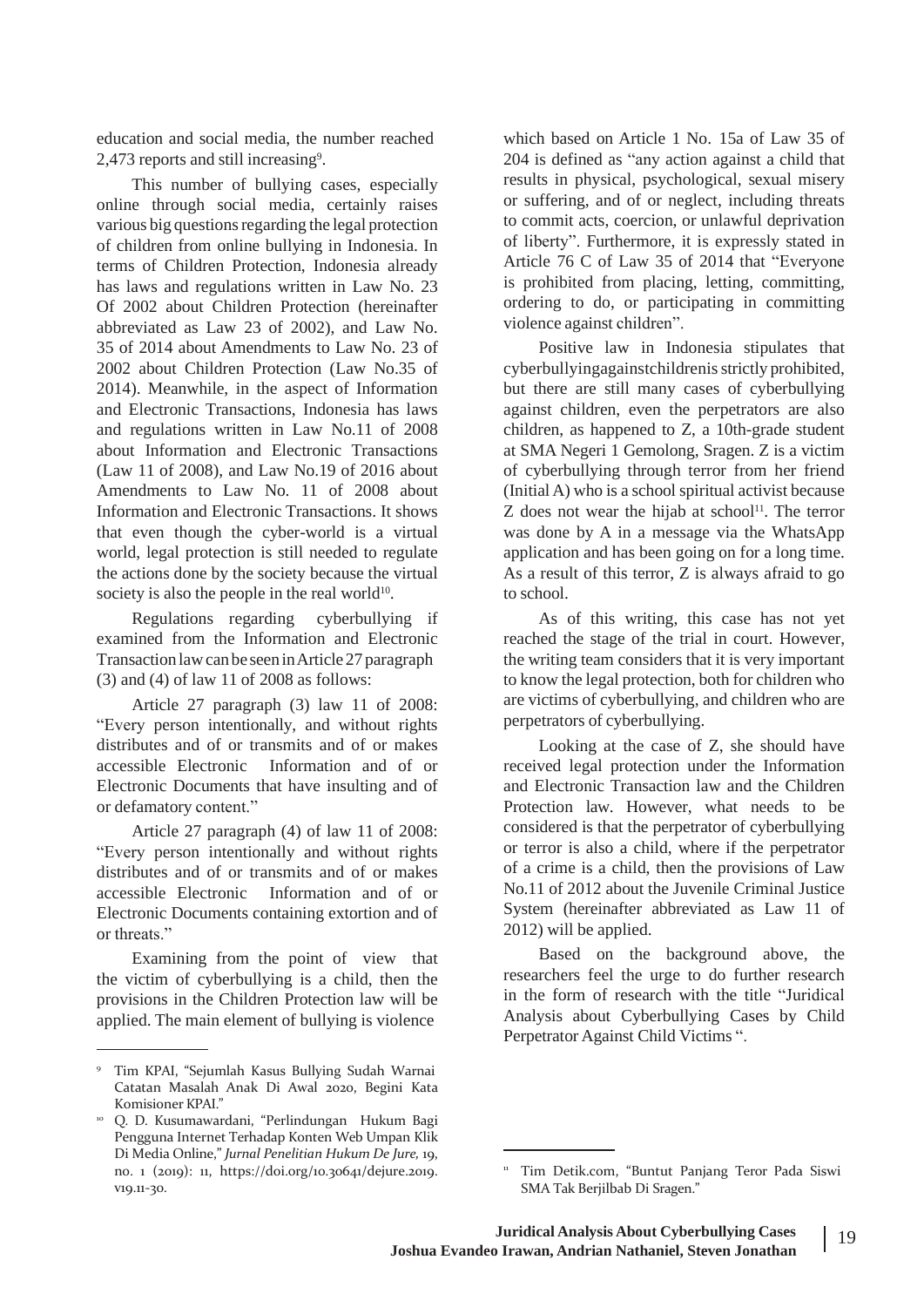education and social media, the number reached 2,473 reports and still increasing[9].

This number of bullying cases, especially online through social media, certainly raises various big questions regarding the legal protection of children from online bullying in Indonesia. In terms of Children Protection, Indonesia already has laws and regulations written in Law No. 23 Of 2002 about Children Protection (hereinafter abbreviated as Law 23 of 2002), and Law No. 35 of 2014 about Amendments to Law No. 23 of 2002 about Children Protection (Law No.35 of 2014). Meanwhile, in the aspect of Information and Electronic Transactions, Indonesia has laws and regulations written in Law No.11 of 2008 about Information and Electronic Transactions (Law 11 of 2008), and Law No.19 of 2016 about Amendments to Law No. 11 of 2008 about Information and Electronic Transactions. It shows that even though the cyber-world is a virtual world, legal protection is still needed to regulate the actions done by the society because the virtual society is also the people in the real world[10].

Regulations regarding cyberbullying if examined from the Information and Electronic Transaction law can be seen in Article 27 paragraph (3) and (4) of law 11 of 2008 as follows:

Article 27 paragraph (3) law 11 of 2008: "Every person intentionally, and without rights distributes and of or transmits and of or makes accessible Electronic Information and of or Electronic Documents that have insulting and of or defamatory content."

Article 27 paragraph (4) of law 11 of 2008: "Every person intentionally and without rights distributes and of or transmits and of or makes accessible Electronic Information and of or Electronic Documents containing extortion and of or threats."

Examining from the point of view that the victim of cyberbullying is a child, then the provisions in the Children Protection law will be applied. The main element of bullying is violence which based on Article 1 No. 15a of Law 35 of 204 is defined as "any action against a child that results in physical, psychological, sexual misery or suffering, and of or neglect, including threats to commit acts, coercion, or unlawful deprivation of liberty". Furthermore, it is expressly stated in Article 76 C of Law 35 of 2014 that "Everyone is prohibited from placing, letting, committing, ordering to do, or participating in committing violence against children".

Positive law in Indonesia stipulates that cyberbullyingagainstchildrenis strictly prohibited, but there are still many cases of cyberbullying against children, even the perpetrators are also children, as happened to Z, a 10th-grade student at SMA Negeri 1 Gemolong, Sragen. Z is a victim of cyberbullying through terror from her friend (Initial A) who is a school spiritual activist because Z does not wear the hijab at school[11]. The terror was done by A in a message via the WhatsApp application and has been going on for a long time. As a result of this terror, Z is always afraid to go to school.

As of this writing, this case has not yet reached the stage of the trial in court. However, the writing team considers that it is very important to know the legal protection, both for children who are victims of cyberbullying, and children who are perpetrators of cyberbullying.

Looking at the case of Z, she should have received legal protection under the Information and Electronic Transaction law and the Children Protection law. However, what needs to be considered is that the perpetrator of cyberbullying or terror is also a child, where if the perpetrator of a crime is a child, then the provisions of Law No.11 of 2012 about the Juvenile Criminal Justice System (hereinafter abbreviated as Law 11 of 2012) will be applied.

Based on the background above, the researchers feel the urge to do further research in the form of research with the title "Juridical Analysis about Cyberbullying Cases by Child Perpetrator Against Child Victims ".

---

[9] Tim KPAI, "Sejumlah Kasus Bullying Sudah Warnai Catatan Masalah Anak Di Awal 2020, Begini Kata Komisioner KPAI."

[10] Q. D. Kusumawardani, "Perlindungan Hukum Bagi Pengguna Internet Terhadap Konten Web Umpan Klik Di Media Online," *Jurnal Penelitian Hukum De Jure,* 19, no. 1 (2019): 11, https://doi.org/10.30641/dejure.2019.v19.11-30.

[11] Tim Detik.com, "Buntut Panjang Teror Pada Siswi SMA Tak Berjilbab Di Sragen."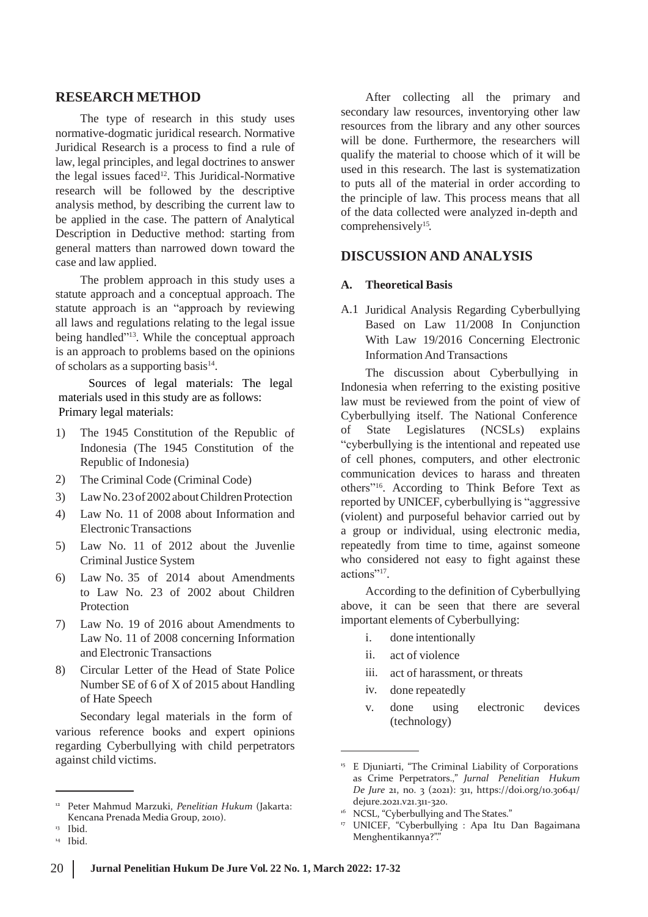## RESEARCH METHOD

The type of research in this study uses normative-dogmatic juridical research. Normative Juridical Research is a process to find a rule of law, legal principles, and legal doctrines to answer the legal issues faced[12]. This Juridical-Normative research will be followed by the descriptive analysis method, by describing the current law to be applied in the case. The pattern of Analytical Description in Deductive method: starting from general matters than narrowed down toward the case and law applied.

The problem approach in this study uses a statute approach and a conceptual approach. The statute approach is an "approach by reviewing all laws and regulations relating to the legal issue being handled"[13]. While the conceptual approach is an approach to problems based on the opinions of scholars as a supporting basis[14].

Sources of legal materials: The legal materials used in this study are as follows: Primary legal materials:

1) The 1945 Constitution of the Republic of Indonesia (The 1945 Constitution of the Republic of Indonesia)
2) The Criminal Code (Criminal Code)
3) Law No. 23 of 2002 about Children Protection
4) Law No. 11 of 2008 about Information and Electronic Transactions
5) Law No. 11 of 2012 about the Juvenlie Criminal Justice System
6) Law No. 35 of 2014 about Amendments to Law No. 23 of 2002 about Children Protection
7) Law No. 19 of 2016 about Amendments to Law No. 11 of 2008 concerning Information and Electronic Transactions
8) Circular Letter of the Head of State Police Number SE of 6 of X of 2015 about Handling of Hate Speech

Secondary legal materials in the form of various reference books and expert opinions regarding Cyberbullying with child perpetrators against child victims.

After collecting all the primary and secondary law resources, inventorying other law resources from the library and any other sources will be done. Furthermore, the researchers will qualify the material to choose which of it will be used in this research. The last is systematization to puts all of the material in order according to the principle of law. This process means that all of the data collected were analyzed in-depth and comprehensively[15].

## DISCUSSION AND ANALYSIS

### A. Theoretical Basis

A.1 Juridical Analysis Regarding Cyberbullying Based on Law 11/2008 In Conjunction With Law 19/2016 Concerning Electronic Information And Transactions

The discussion about Cyberbullying in Indonesia when referring to the existing positive law must be reviewed from the point of view of Cyberbullying itself. The National Conference of State Legislatures (NCSLs) explains "cyberbullying is the intentional and repeated use of cell phones, computers, and other electronic communication devices to harass and threaten others"[16]. According to Think Before Text as reported by UNICEF, cyberbullying is "aggressive (violent) and purposeful behavior carried out by a group or individual, using electronic media, repeatedly from time to time, against someone who considered not easy to fight against these actions"[17].

According to the definition of Cyberbullying above, it can be seen that there are several important elements of Cyberbullying:

i. done intentionally
ii. act of violence
iii. act of harassment, or threats
iv. done repeatedly
v. done using electronic devices (technology)

---

[12] Peter Mahmud Marzuki, *Penelitian Hukum* (Jakarta: Kencana Prenada Media Group, 2010).

[13] Ibid.

[14] Ibid.

[15] E Djuniarti, "The Criminal Liability of Corporations as Crime Perpetrators.," *Jurnal Penelitian Hukum De Jure* 21, no. 3 (2021): 311, https://doi.org/10.30641/dejure.2021.v21.311-320.

[16] NCSL, "Cyberbullying and The States."

[17] UNICEF, "Cyberbullying : Apa Itu Dan Bagaimana Menghentikannya?.""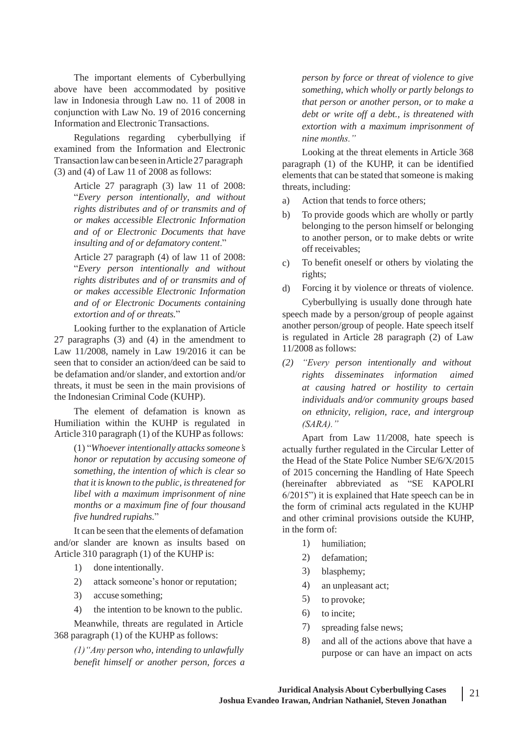The important elements of Cyberbullying above have been accommodated by positive law in Indonesia through Law no. 11 of 2008 in conjunction with Law No. 19 of 2016 concerning Information and Electronic Transactions.

Regulations regarding cyberbullying if examined from the Information and Electronic Transaction law can be seen in Article 27 paragraph (3) and (4) of Law 11 of 2008 as follows:

> Article 27 paragraph (3) law 11 of 2008: "*Every person intentionally, and without rights distributes and of or transmits and of or makes accessible Electronic Information and of or Electronic Documents that have insulting and of or defamatory content*."
>
> Article 27 paragraph (4) of law 11 of 2008: "*Every person intentionally and without rights distributes and of or transmits and of or makes accessible Electronic Information and of or Electronic Documents containing extortion and of or threats.*"

Looking further to the explanation of Article 27 paragraphs (3) and (4) in the amendment to Law 11/2008, namely in Law 19/2016 it can be seen that to consider an action/deed can be said to be defamation and/or slander, and extortion and/or threats, it must be seen in the main provisions of the Indonesian Criminal Code (KUHP).

The element of defamation is known as Humiliation within the KUHP is regulated in Article 310 paragraph (1) of the KUHP as follows:

> (1) "*Whoever intentionally attacks someone's honor or reputation by accusing someone of something, the intention of which is clear so that it is known to the public, is threatened for libel with a maximum imprisonment of nine months or a maximum fine of four thousand five hundred rupiahs.*"

It can be seen that the elements of defamation and/or slander are known as insults based on Article 310 paragraph (1) of the KUHP is:

1) done intentionally.
2) attack someone's honor or reputation;
3) accuse something;
4) the intention to be known to the public.

Meanwhile, threats are regulated in Article 368 paragraph (1) of the KUHP as follows:

> *(1) "Any person who, intending to unlawfully benefit himself or another person, forces a person by force or threat of violence to give something, which wholly or partly belongs to that person or another person, or to make a debt or write off a debt., is threatened with extortion with a maximum imprisonment of nine months."*

Looking at the threat elements in Article 368 paragraph (1) of the KUHP, it can be identified elements that can be stated that someone is making threats, including:

a) Action that tends to force others;
b) To provide goods which are wholly or partly belonging to the person himself or belonging to another person, or to make debts or write off receivables;
c) To benefit oneself or others by violating the rights;
d) Forcing it by violence or threats of violence.

Cyberbullying is usually done through hate speech made by a person/group of people against another person/group of people. Hate speech itself is regulated in Article 28 paragraph (2) of Law 11/2008 as follows:

> *(2) "Every person intentionally and without rights disseminates information aimed at causing hatred or hostility to certain individuals and/or community groups based on ethnicity, religion, race, and intergroup (SARA)."*

Apart from Law 11/2008, hate speech is actually further regulated in the Circular Letter of the Head of the State Police Number SE/6/X/2015 of 2015 concerning the Handling of Hate Speech (hereinafter abbreviated as "SE KAPOLRI 6/2015") it is explained that Hate speech can be in the form of criminal acts regulated in the KUHP and other criminal provisions outside the KUHP, in the form of:

1) humiliation;
2) defamation;
3) blasphemy;
4) an unpleasant act;
5) to provoke;
6) to incite;
7) spreading false news;
8) and all of the actions above that have a purpose or can have an impact on acts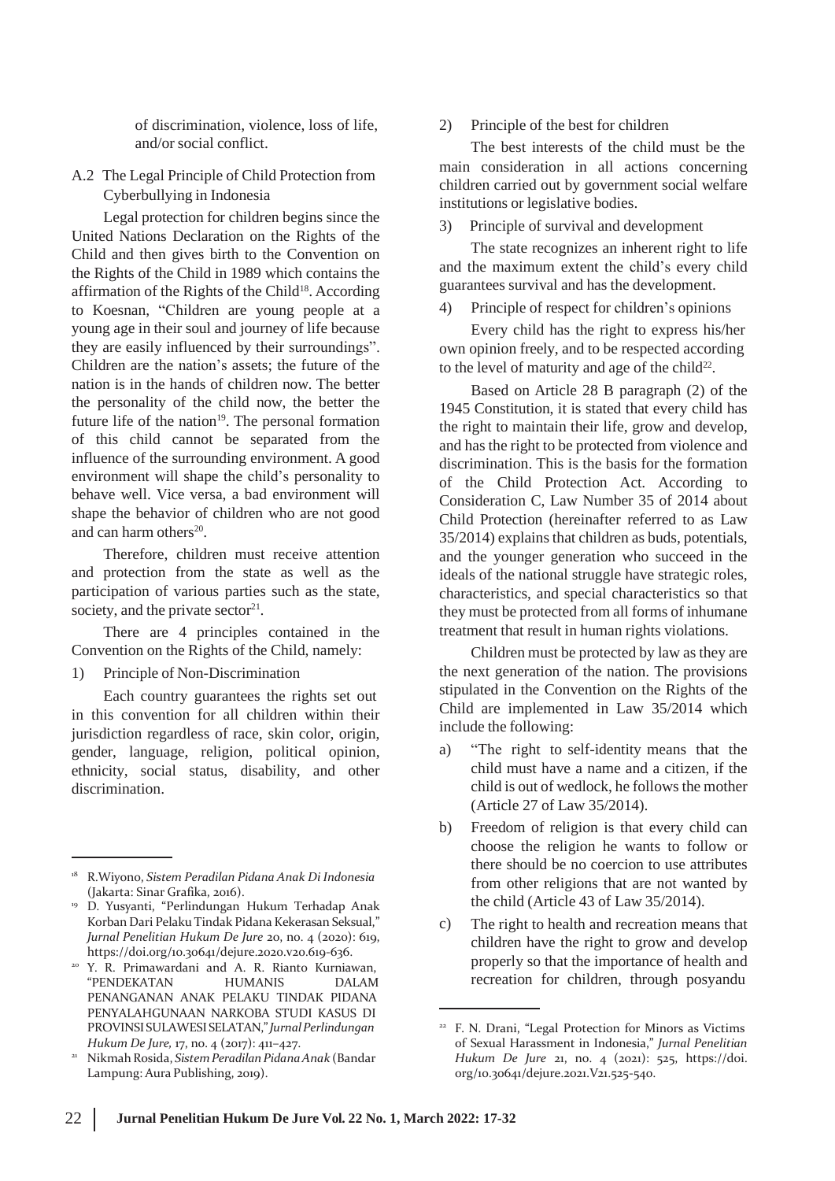of discrimination, violence, loss of life, and/or social conflict.

### A.2 The Legal Principle of Child Protection from Cyberbullying in Indonesia

Legal protection for children begins since the United Nations Declaration on the Rights of the Child and then gives birth to the Convention on the Rights of the Child in 1989 which contains the affirmation of the Rights of the Child[18]. According to Koesnan, "Children are young people at a young age in their soul and journey of life because they are easily influenced by their surroundings". Children are the nation's assets; the future of the nation is in the hands of children now. The better the personality of the child now, the better the future life of the nation[19]. The personal formation of this child cannot be separated from the influence of the surrounding environment. A good environment will shape the child's personality to behave well. Vice versa, a bad environment will shape the behavior of children who are not good and can harm others[20].

Therefore, children must receive attention and protection from the state as well as the participation of various parties such as the state, society, and the private sector[21].

There are 4 principles contained in the Convention on the Rights of the Child, namely:

1) Principle of Non-Discrimination

Each country guarantees the rights set out in this convention for all children within their jurisdiction regardless of race, skin color, origin, gender, language, religion, political opinion, ethnicity, social status, disability, and other discrimination.

2) Principle of the best for children

The best interests of the child must be the main consideration in all actions concerning children carried out by government social welfare institutions or legislative bodies.

3) Principle of survival and development

The state recognizes an inherent right to life and the maximum extent the child's every child guarantees survival and has the development.

4) Principle of respect for children's opinions

Every child has the right to express his/her own opinion freely, and to be respected according to the level of maturity and age of the child[22].

Based on Article 28 B paragraph (2) of the 1945 Constitution, it is stated that every child has the right to maintain their life, grow and develop, and has the right to be protected from violence and discrimination. This is the basis for the formation of the Child Protection Act. According to Consideration C, Law Number 35 of 2014 about Child Protection (hereinafter referred to as Law 35/2014) explains that children as buds, potentials, and the younger generation who succeed in the ideals of the national struggle have strategic roles, characteristics, and special characteristics so that they must be protected from all forms of inhumane treatment that result in human rights violations.

Children must be protected by law as they are the next generation of the nation. The provisions stipulated in the Convention on the Rights of the Child are implemented in Law 35/2014 which include the following:

a) "The right to self-identity means that the child must have a name and a citizen, if the child is out of wedlock, he follows the mother (Article 27 of Law 35/2014).
b) Freedom of religion is that every child can choose the religion he wants to follow or there should be no coercion to use attributes from other religions that are not wanted by the child (Article 43 of Law 35/2014).
c) The right to health and recreation means that children have the right to grow and develop properly so that the importance of health and recreation for children, through posyandu

---

[18] R.Wiyono, *Sistem Peradilan Pidana Anak Di Indonesia* (Jakarta: Sinar Grafika, 2016).

[19] D. Yusyanti, "Perlindungan Hukum Terhadap Anak Korban Dari Pelaku Tindak Pidana Kekerasan Seksual," *Jurnal Penelitian Hukum De Jure* 20, no. 4 (2020): 619, https://doi.org/10.30641/dejure.2020.v20.619-636.

[20] Y. R. Primawardani and A. R. Rianto Kurniawan, "PENDEKATAN HUMANIS DALAM PENANGANAN ANAK PELAKU TINDAK PIDANA PENYALAHGUNAAN NARKOBA STUDI KASUS DI PROVINSI SULAWESI SELATAN," *Jurnal Perlindungan Hukum De Jure,* 17, no. 4 (2017): 411–427.

[21] Nikmah Rosida, *Sistem Peradilan Pidana Anak* (Bandar Lampung: Aura Publishing, 2019).

[22] F. N. Drani, "Legal Protection for Minors as Victims of Sexual Harassment in Indonesia," *Jurnal Penelitian Hukum De Jure* 21, no. 4 (2021): 525, https://doi.org/10.30641/dejure.2021.V21.525-540.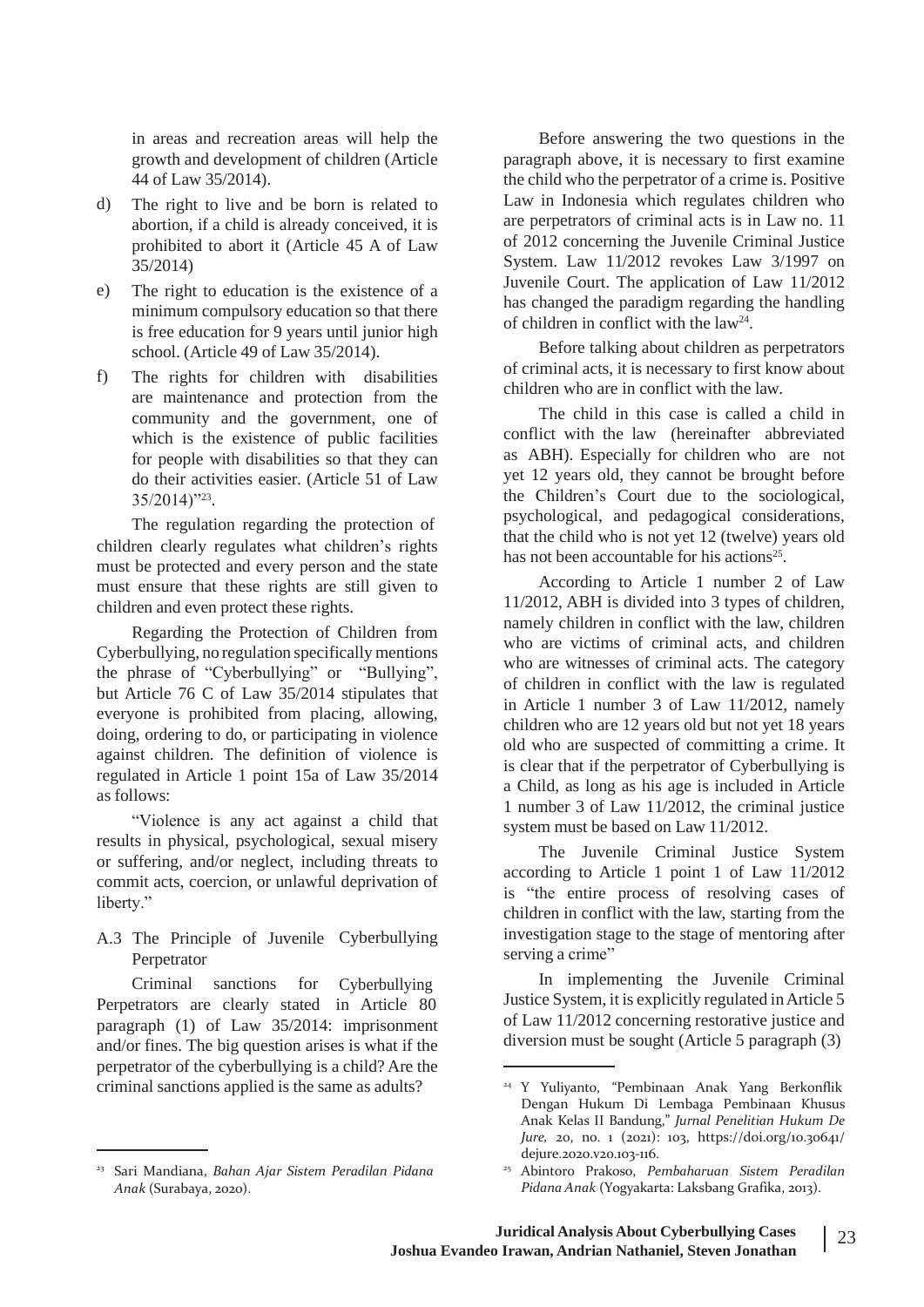in areas and recreation areas will help the growth and development of children (Article 44 of Law 35/2014).

d) The right to live and be born is related to abortion, if a child is already conceived, it is prohibited to abort it (Article 45 A of Law 35/2014)

e) The right to education is the existence of a minimum compulsory education so that there is free education for 9 years until junior high school. (Article 49 of Law 35/2014).

f) The rights for children with disabilities are maintenance and protection from the community and the government, one of which is the existence of public facilities for people with disabilities so that they can do their activities easier. (Article 51 of Law 35/2014)"[23].

The regulation regarding the protection of children clearly regulates what children's rights must be protected and every person and the state must ensure that these rights are still given to children and even protect these rights.

Regarding the Protection of Children from Cyberbullying, no regulation specifically mentions the phrase of "Cyberbullying" or "Bullying", but Article 76 C of Law 35/2014 stipulates that everyone is prohibited from placing, allowing, doing, ordering to do, or participating in violence against children. The definition of violence is regulated in Article 1 point 15a of Law 35/2014 as follows:

"Violence is any act against a child that results in physical, psychological, sexual misery or suffering, and/or neglect, including threats to commit acts, coercion, or unlawful deprivation of liberty."

### A.3 The Principle of Juvenile Cyberbullying Perpetrator

Criminal sanctions for Cyberbullying Perpetrators are clearly stated in Article 80 paragraph (1) of Law 35/2014: imprisonment and/or fines. The big question arises is what if the perpetrator of the cyberbullying is a child? Are the criminal sanctions applied is the same as adults?

Before answering the two questions in the paragraph above, it is necessary to first examine the child who the perpetrator of a crime is. Positive Law in Indonesia which regulates children who are perpetrators of criminal acts is in Law no. 11 of 2012 concerning the Juvenile Criminal Justice System. Law 11/2012 revokes Law 3/1997 on Juvenile Court. The application of Law 11/2012 has changed the paradigm regarding the handling of children in conflict with the law[24].

Before talking about children as perpetrators of criminal acts, it is necessary to first know about children who are in conflict with the law.

The child in this case is called a child in conflict with the law (hereinafter abbreviated as ABH). Especially for children who are not yet 12 years old, they cannot be brought before the Children's Court due to the sociological, psychological, and pedagogical considerations, that the child who is not yet 12 (twelve) years old has not been accountable for his actions[25].

According to Article 1 number 2 of Law 11/2012, ABH is divided into 3 types of children, namely children in conflict with the law, children who are victims of criminal acts, and children who are witnesses of criminal acts. The category of children in conflict with the law is regulated in Article 1 number 3 of Law 11/2012, namely children who are 12 years old but not yet 18 years old who are suspected of committing a crime. It is clear that if the perpetrator of Cyberbullying is a Child, as long as his age is included in Article 1 number 3 of Law 11/2012, the criminal justice system must be based on Law 11/2012.

The Juvenile Criminal Justice System according to Article 1 point 1 of Law 11/2012 is "the entire process of resolving cases of children in conflict with the law, starting from the investigation stage to the stage of mentoring after serving a crime"

In implementing the Juvenile Criminal Justice System, it is explicitly regulated in Article 5 of Law 11/2012 concerning restorative justice and diversion must be sought (Article 5 paragraph (3)

---

[23] Sari Mandiana, *Bahan Ajar Sistem Peradilan Pidana Anak* (Surabaya, 2020).

[24] Y Yuliyanto, "Pembinaan Anak Yang Berkonflik Dengan Hukum Di Lembaga Pembinaan Khusus Anak Kelas II Bandung," *Jurnal Penelitian Hukum De Jure,* 20, no. 1 (2021): 103, https://doi.org/10.30641/dejure.2020.v20.103-116.

[25] Abintoro Prakoso, *Pembaharuan Sistem Peradilan Pidana Anak* (Yogyakarta: Laksbang Grafika, 2013).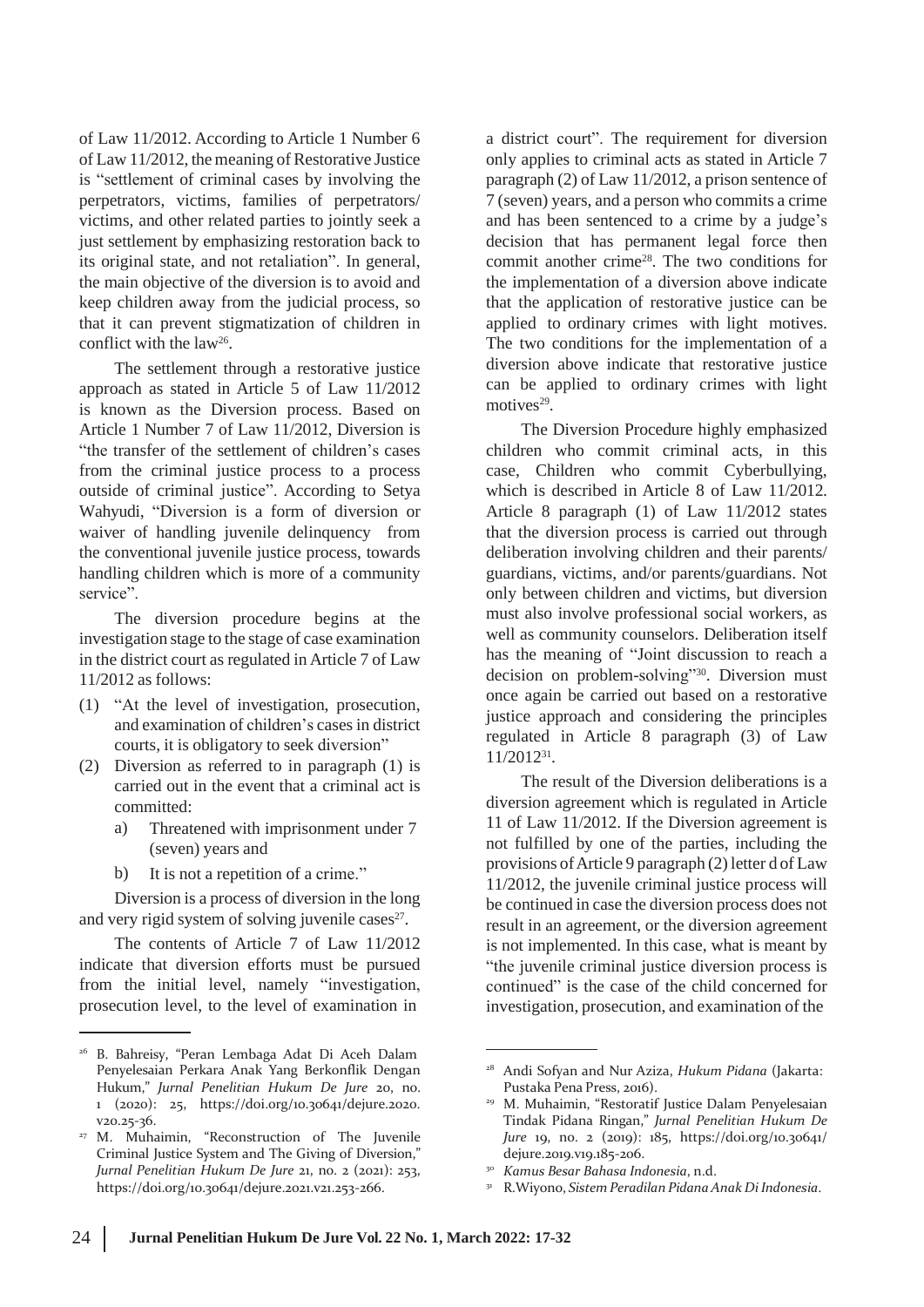of Law 11/2012. According to Article 1 Number 6 of Law 11/2012, the meaning of Restorative Justice is "settlement of criminal cases by involving the perpetrators, victims, families of perpetrators/ victims, and other related parties to jointly seek a just settlement by emphasizing restoration back to its original state, and not retaliation". In general, the main objective of the diversion is to avoid and keep children away from the judicial process, so that it can prevent stigmatization of children in conflict with the law[26].

The settlement through a restorative justice approach as stated in Article 5 of Law 11/2012 is known as the Diversion process. Based on Article 1 Number 7 of Law 11/2012, Diversion is "the transfer of the settlement of children's cases from the criminal justice process to a process outside of criminal justice". According to Setya Wahyudi, "Diversion is a form of diversion or waiver of handling juvenile delinquency from the conventional juvenile justice process, towards handling children which is more of a community service".

The diversion procedure begins at the investigation stage to the stage of case examination in the district court as regulated in Article 7 of Law 11/2012 as follows:

(1) "At the level of investigation, prosecution, and examination of children's cases in district courts, it is obligatory to seek diversion"
(2) Diversion as referred to in paragraph (1) is carried out in the event that a criminal act is committed:
    a) Threatened with imprisonment under 7 (seven) years and
    b) It is not a repetition of a crime."

Diversion is a process of diversion in the long and very rigid system of solving juvenile cases[27].

The contents of Article 7 of Law 11/2012 indicate that diversion efforts must be pursued from the initial level, namely "investigation, prosecution level, to the level of examination in a district court". The requirement for diversion only applies to criminal acts as stated in Article 7 paragraph (2) of Law 11/2012, a prison sentence of 7 (seven) years, and a person who commits a crime and has been sentenced to a crime by a judge's decision that has permanent legal force then commit another crime[28]. The two conditions for the implementation of a diversion above indicate that the application of restorative justice can be applied to ordinary crimes with light motives. The two conditions for the implementation of a diversion above indicate that restorative justice can be applied to ordinary crimes with light motives[29].

The Diversion Procedure highly emphasized children who commit criminal acts, in this case, Children who commit Cyberbullying, which is described in Article 8 of Law 11/2012. Article 8 paragraph (1) of Law 11/2012 states that the diversion process is carried out through deliberation involving children and their parents/ guardians, victims, and/or parents/guardians. Not only between children and victims, but diversion must also involve professional social workers, as well as community counselors. Deliberation itself has the meaning of "Joint discussion to reach a decision on problem-solving"[30]. Diversion must once again be carried out based on a restorative justice approach and considering the principles regulated in Article 8 paragraph (3) of Law 11/2012[31].

The result of the Diversion deliberations is a diversion agreement which is regulated in Article 11 of Law 11/2012. If the Diversion agreement is not fulfilled by one of the parties, including the provisions of Article 9 paragraph (2) letter d of Law 11/2012, the juvenile criminal justice process will be continued in case the diversion process does not result in an agreement, or the diversion agreement is not implemented. In this case, what is meant by "the juvenile criminal justice diversion process is continued" is the case of the child concerned for investigation, prosecution, and examination of the

---

[26] B. Bahreisy, "Peran Lembaga Adat Di Aceh Dalam Penyelesaian Perkara Anak Yang Berkonflik Dengan Hukum," *Jurnal Penelitian Hukum De Jure* 20, no. 1 (2020): 25, https://doi.org/10.30641/dejure.2020.v20.25-36.

[27] M. Muhaimin, "Reconstruction of The Juvenile Criminal Justice System and The Giving of Diversion," *Jurnal Penelitian Hukum De Jure* 21, no. 2 (2021): 253, https://doi.org/10.30641/dejure.2021.v21.253-266.

[28] Andi Sofyan and Nur Aziza, *Hukum Pidana* (Jakarta: Pustaka Pena Press, 2016).

[29] M. Muhaimin, "Restoratif Justice Dalam Penyelesaian Tindak Pidana Ringan," *Jurnal Penelitian Hukum De Jure* 19, no. 2 (2019): 185, https://doi.org/10.30641/dejure.2019.v19.185-206.

[30] *Kamus Besar Bahasa Indonesia*, n.d.

[31] R.Wiyono, *Sistem Peradilan Pidana Anak Di Indonesia*.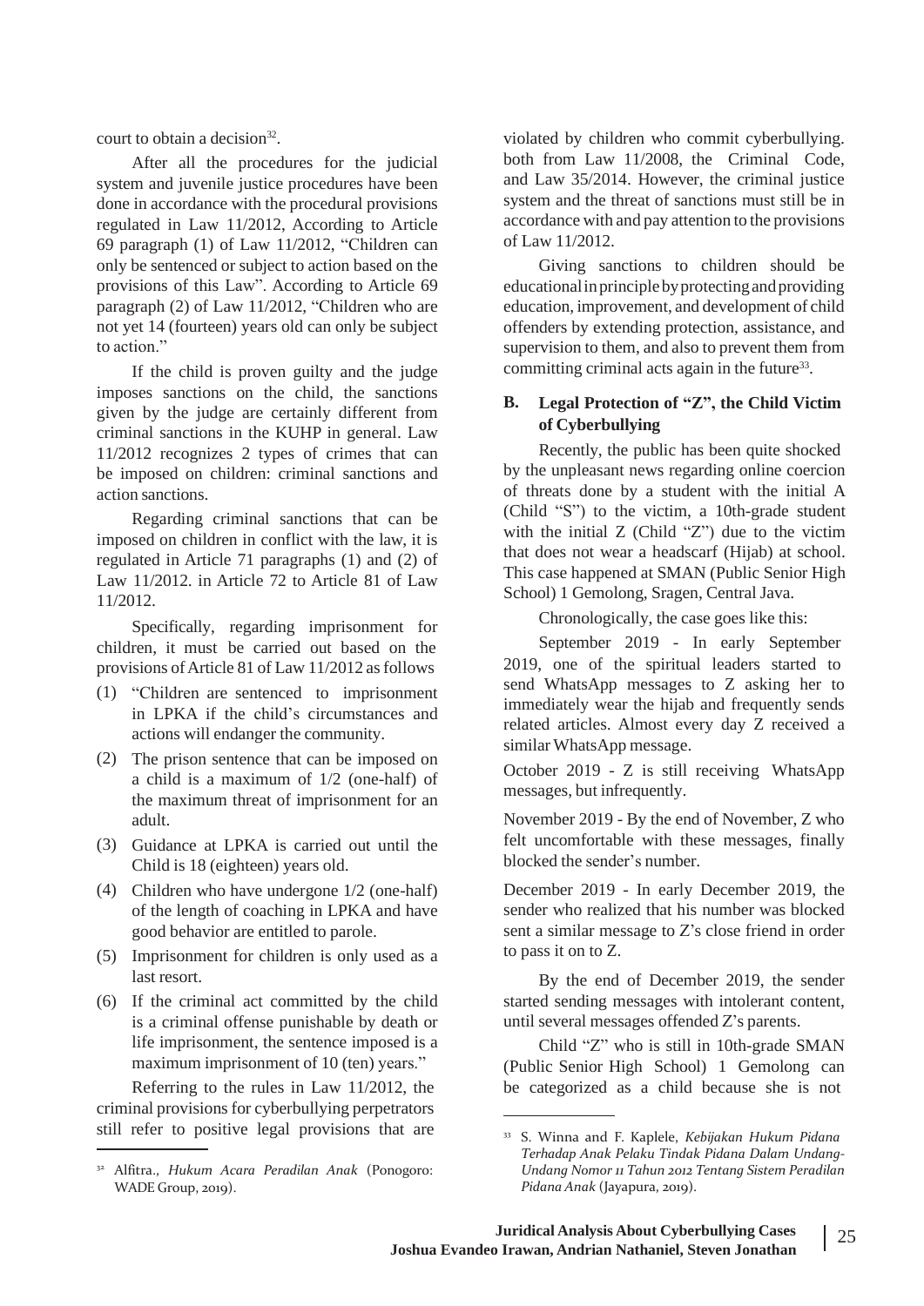court to obtain a decision[32].

After all the procedures for the judicial system and juvenile justice procedures have been done in accordance with the procedural provisions regulated in Law 11/2012, According to Article 69 paragraph (1) of Law 11/2012, "Children can only be sentenced or subject to action based on the provisions of this Law". According to Article 69 paragraph (2) of Law 11/2012, "Children who are not yet 14 (fourteen) years old can only be subject to action."

If the child is proven guilty and the judge imposes sanctions on the child, the sanctions given by the judge are certainly different from criminal sanctions in the KUHP in general. Law 11/2012 recognizes 2 types of crimes that can be imposed on children: criminal sanctions and action sanctions.

Regarding criminal sanctions that can be imposed on children in conflict with the law, it is regulated in Article 71 paragraphs (1) and (2) of Law 11/2012. in Article 72 to Article 81 of Law 11/2012.

Specifically, regarding imprisonment for children, it must be carried out based on the provisions of Article 81 of Law 11/2012 as follows

(1) "Children are sentenced to imprisonment in LPKA if the child's circumstances and actions will endanger the community.
(2) The prison sentence that can be imposed on a child is a maximum of 1/2 (one-half) of the maximum threat of imprisonment for an adult.
(3) Guidance at LPKA is carried out until the Child is 18 (eighteen) years old.
(4) Children who have undergone 1/2 (one-half) of the length of coaching in LPKA and have good behavior are entitled to parole.
(5) Imprisonment for children is only used as a last resort.
(6) If the criminal act committed by the child is a criminal offense punishable by death or life imprisonment, the sentence imposed is a maximum imprisonment of 10 (ten) years."

Referring to the rules in Law 11/2012, the criminal provisions for cyberbullying perpetrators still refer to positive legal provisions that are violated by children who commit cyberbullying. both from Law 11/2008, the Criminal Code, and Law 35/2014. However, the criminal justice system and the threat of sanctions must still be in accordance with and pay attention to the provisions of Law 11/2012.

Giving sanctions to children should be educational in principle by protecting and providing education, improvement, and development of child offenders by extending protection, assistance, and supervision to them, and also to prevent them from committing criminal acts again in the future[33].

## B. Legal Protection of "Z", the Child Victim of Cyberbullying

Recently, the public has been quite shocked by the unpleasant news regarding online coercion of threats done by a student with the initial A (Child "S") to the victim, a 10th-grade student with the initial Z (Child "Z") due to the victim that does not wear a headscarf (Hijab) at school. This case happened at SMAN (Public Senior High School) 1 Gemolong, Sragen, Central Java.

Chronologically, the case goes like this:

September 2019 - In early September 2019, one of the spiritual leaders started to send WhatsApp messages to Z asking her to immediately wear the hijab and frequently sends related articles. Almost every day Z received a similar WhatsApp message.

October 2019 - Z is still receiving WhatsApp messages, but infrequently.

November 2019 - By the end of November, Z who felt uncomfortable with these messages, finally blocked the sender's number.

December 2019 - In early December 2019, the sender who realized that his number was blocked sent a similar message to Z's close friend in order to pass it on to Z.

By the end of December 2019, the sender started sending messages with intolerant content, until several messages offended Z's parents.

Child "Z" who is still in 10th-grade SMAN (Public Senior High School) 1 Gemolong can be categorized as a child because she is not

---

[32] Alfitra., *Hukum Acara Peradilan Anak* (Ponogoro: WADE Group, 2019).

[33] S. Winna and F. Kaplele, *Kebijakan Hukum Pidana Terhadap Anak Pelaku Tindak Pidana Dalam Undang-Undang Nomor 11 Tahun 2012 Tentang Sistem Peradilan Pidana Anak* (Jayapura, 2019).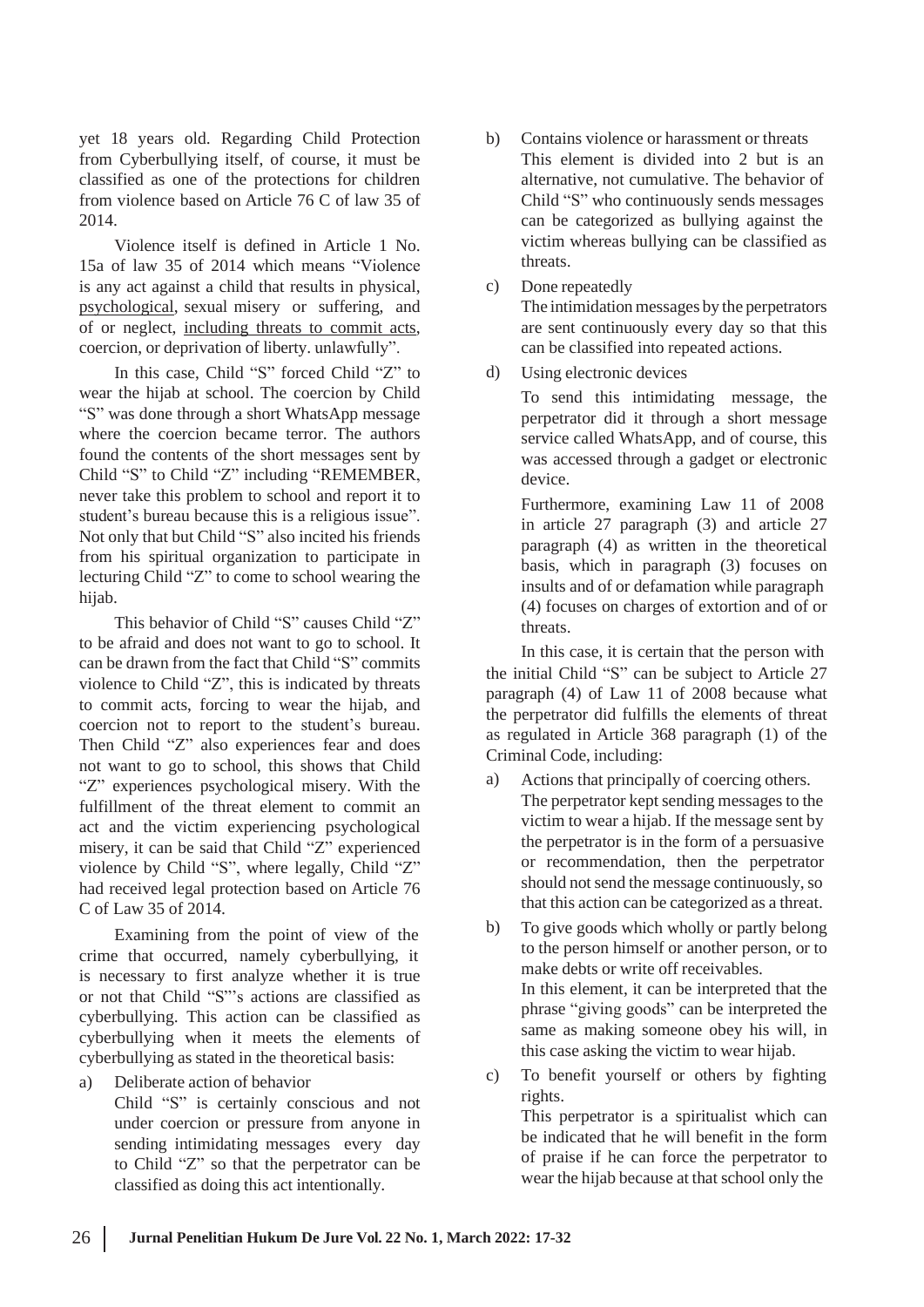yet 18 years old. Regarding Child Protection from Cyberbullying itself, of course, it must be classified as one of the protections for children from violence based on Article 76 C of law 35 of 2014.

Violence itself is defined in Article 1 No. 15a of law 35 of 2014 which means "Violence is any act against a child that results in physical, psychological, sexual misery or suffering, and of or neglect, including threats to commit acts, coercion, or deprivation of liberty. unlawfully".

In this case, Child "S" forced Child "Z" to wear the hijab at school. The coercion by Child "S" was done through a short WhatsApp message where the coercion became terror. The authors found the contents of the short messages sent by Child "S" to Child "Z" including "REMEMBER, never take this problem to school and report it to student's bureau because this is a religious issue". Not only that but Child "S" also incited his friends from his spiritual organization to participate in lecturing Child "Z" to come to school wearing the hijab.

This behavior of Child "S" causes Child "Z" to be afraid and does not want to go to school. It can be drawn from the fact that Child "S" commits violence to Child "Z", this is indicated by threats to commit acts, forcing to wear the hijab, and coercion not to report to the student's bureau. Then Child "Z" also experiences fear and does not want to go to school, this shows that Child "Z" experiences psychological misery. With the fulfillment of the threat element to commit an act and the victim experiencing psychological misery, it can be said that Child "Z" experienced violence by Child "S", where legally, Child "Z" had received legal protection based on Article 76 C of Law 35 of 2014.

Examining from the point of view of the crime that occurred, namely cyberbullying, it is necessary to first analyze whether it is true or not that Child "S"'s actions are classified as cyberbullying. This action can be classified as cyberbullying when it meets the elements of cyberbullying as stated in the theoretical basis:

a) Deliberate action of behavior
   Child "S" is certainly conscious and not under coercion or pressure from anyone in sending intimidating messages every day to Child "Z" so that the perpetrator can be classified as doing this act intentionally.

b) Contains violence or harassment or threats
   This element is divided into 2 but is an alternative, not cumulative. The behavior of Child "S" who continuously sends messages can be categorized as bullying against the victim whereas bullying can be classified as threats.

c) Done repeatedly
   The intimidation messages by the perpetrators are sent continuously every day so that this can be classified into repeated actions.

d) Using electronic devices
   To send this intimidating message, the perpetrator did it through a short message service called WhatsApp, and of course, this was accessed through a gadget or electronic device.

   Furthermore, examining Law 11 of 2008 in article 27 paragraph (3) and article 27 paragraph (4) as written in the theoretical basis, which in paragraph (3) focuses on insults and of or defamation while paragraph (4) focuses on charges of extortion and of or threats.

In this case, it is certain that the person with the initial Child "S" can be subject to Article 27 paragraph (4) of Law 11 of 2008 because what the perpetrator did fulfills the elements of threat as regulated in Article 368 paragraph (1) of the Criminal Code, including:

a) Actions that principally of coercing others.
   The perpetrator kept sending messages to the victim to wear a hijab. If the message sent by the perpetrator is in the form of a persuasive or recommendation, then the perpetrator should not send the message continuously, so that this action can be categorized as a threat.

b) To give goods which wholly or partly belong to the person himself or another person, or to make debts or write off receivables.
   In this element, it can be interpreted that the phrase "giving goods" can be interpreted the same as making someone obey his will, in this case asking the victim to wear hijab.

c) To benefit yourself or others by fighting rights.
   This perpetrator is a spiritualist which can be indicated that he will benefit in the form of praise if he can force the perpetrator to wear the hijab because at that school only the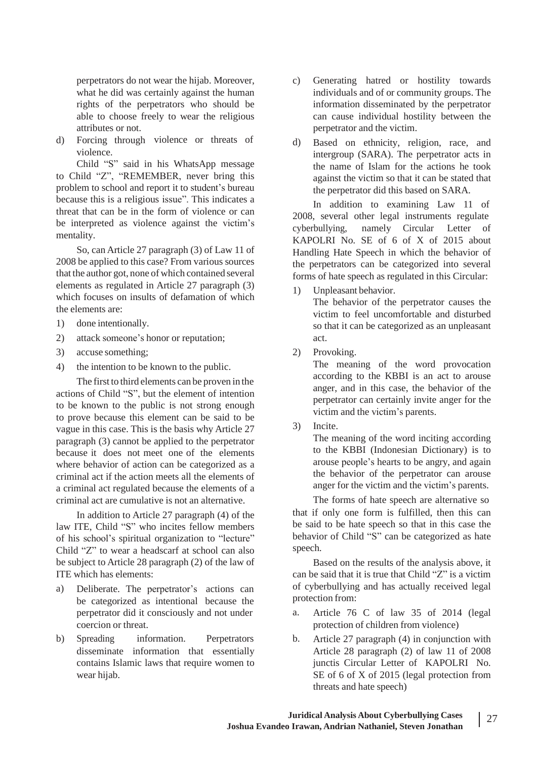perpetrators do not wear the hijab. Moreover, what he did was certainly against the human rights of the perpetrators who should be able to choose freely to wear the religious attributes or not.

d) Forcing through violence or threats of violence.

Child "S" said in his WhatsApp message to Child "Z", "REMEMBER, never bring this problem to school and report it to student's bureau because this is a religious issue". This indicates a threat that can be in the form of violence or can be interpreted as violence against the victim's mentality.

So, can Article 27 paragraph (3) of Law 11 of 2008 be applied to this case? From various sources that the author got, none of which contained several elements as regulated in Article 27 paragraph (3) which focuses on insults of defamation of which the elements are:

1) done intentionally.
2) attack someone's honor or reputation;
3) accuse something;
4) the intention to be known to the public.

The first to third elements can be proven in the actions of Child "S", but the element of intention to be known to the public is not strong enough to prove because this element can be said to be vague in this case. This is the basis why Article 27 paragraph (3) cannot be applied to the perpetrator because it does not meet one of the elements where behavior of action can be categorized as a criminal act if the action meets all the elements of a criminal act regulated because the elements of a criminal act are cumulative is not an alternative.

In addition to Article 27 paragraph (4) of the law ITE, Child "S" who incites fellow members of his school's spiritual organization to "lecture" Child "Z" to wear a headscarf at school can also be subject to Article 28 paragraph (2) of the law of ITE which has elements:

a) Deliberate. The perpetrator's actions can be categorized as intentional because the perpetrator did it consciously and not under coercion or threat.
b) Spreading information. Perpetrators disseminate information that essentially contains Islamic laws that require women to wear hijab.
c) Generating hatred or hostility towards individuals and of or community groups. The information disseminated by the perpetrator can cause individual hostility between the perpetrator and the victim.
d) Based on ethnicity, religion, race, and intergroup (SARA). The perpetrator acts in the name of Islam for the actions he took against the victim so that it can be stated that the perpetrator did this based on SARA.

In addition to examining Law 11 of 2008, several other legal instruments regulate cyberbullying, namely Circular Letter of KAPOLRI No. SE of 6 of X of 2015 about Handling Hate Speech in which the behavior of the perpetrators can be categorized into several forms of hate speech as regulated in this Circular:

1) Unpleasant behavior.
   The behavior of the perpetrator causes the victim to feel uncomfortable and disturbed so that it can be categorized as an unpleasant act.
2) Provoking.
   The meaning of the word provocation according to the KBBI is an act to arouse anger, and in this case, the behavior of the perpetrator can certainly invite anger for the victim and the victim's parents.
3) Incite.
   The meaning of the word inciting according to the KBBI (Indonesian Dictionary) is to arouse people's hearts to be angry, and again the behavior of the perpetrator can arouse anger for the victim and the victim's parents.

The forms of hate speech are alternative so that if only one form is fulfilled, then this can be said to be hate speech so that in this case the behavior of Child "S" can be categorized as hate speech.

Based on the results of the analysis above, it can be said that it is true that Child "Z" is a victim of cyberbullying and has actually received legal protection from:

a. Article 76 C of law 35 of 2014 (legal protection of children from violence)
b. Article 27 paragraph (4) in conjunction with Article 28 paragraph (2) of law 11 of 2008 junctis Circular Letter of KAPOLRI No. SE of 6 of X of 2015 (legal protection from threats and hate speech)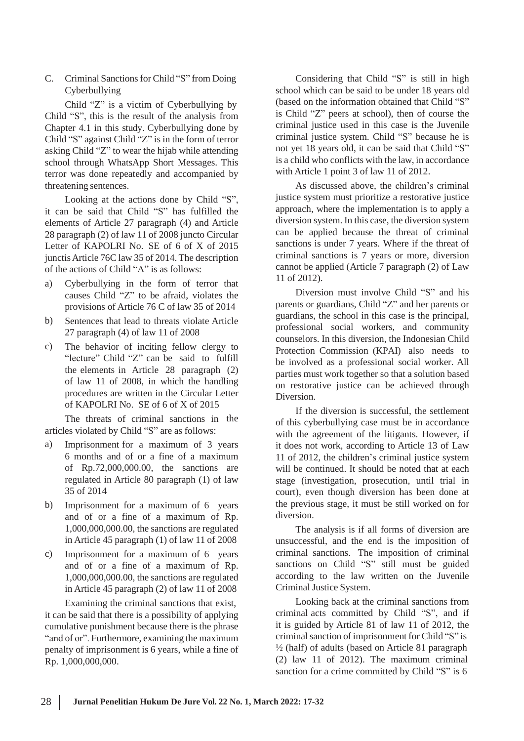### C. Criminal Sanctions for Child "S" from Doing Cyberbullying

Child "Z" is a victim of Cyberbullying by Child "S", this is the result of the analysis from Chapter 4.1 in this study. Cyberbullying done by Child "S" against Child "Z" is in the form of terror asking Child "Z" to wear the hijab while attending school through WhatsApp Short Messages. This terror was done repeatedly and accompanied by threatening sentences.

Looking at the actions done by Child "S", it can be said that Child "S" has fulfilled the elements of Article 27 paragraph (4) and Article 28 paragraph (2) of law 11 of 2008 juncto Circular Letter of KAPOLRI No. SE of 6 of X of 2015 junctis Article 76C law 35 of 2014. The description of the actions of Child "A" is as follows:

a) Cyberbullying in the form of terror that causes Child "Z" to be afraid, violates the provisions of Article 76 C of law 35 of 2014
b) Sentences that lead to threats violate Article 27 paragraph (4) of law 11 of 2008
c) The behavior of inciting fellow clergy to "lecture" Child "Z" can be said to fulfill the elements in Article 28 paragraph (2) of law 11 of 2008, in which the handling procedures are written in the Circular Letter of KAPOLRI No. SE of 6 of X of 2015

The threats of criminal sanctions in the articles violated by Child "S" are as follows:

a) Imprisonment for a maximum of 3 years 6 months and of or a fine of a maximum of Rp.72,000,000.00, the sanctions are regulated in Article 80 paragraph (1) of law 35 of 2014
b) Imprisonment for a maximum of 6 years and of or a fine of a maximum of Rp. 1,000,000,000.00, the sanctions are regulated in Article 45 paragraph (1) of law 11 of 2008
c) Imprisonment for a maximum of 6 years and of or a fine of a maximum of Rp. 1,000,000,000.00, the sanctions are regulated in Article 45 paragraph (2) of law 11 of 2008

Examining the criminal sanctions that exist, it can be said that there is a possibility of applying cumulative punishment because there is the phrase "and of or". Furthermore, examining the maximum penalty of imprisonment is 6 years, while a fine of Rp. 1,000,000,000.

Considering that Child "S" is still in high school which can be said to be under 18 years old (based on the information obtained that Child "S" is Child "Z" peers at school), then of course the criminal justice used in this case is the Juvenile criminal justice system. Child "S" because he is not yet 18 years old, it can be said that Child "S" is a child who conflicts with the law, in accordance with Article 1 point 3 of law 11 of 2012.

As discussed above, the children's criminal justice system must prioritize a restorative justice approach, where the implementation is to apply a diversion system. In this case, the diversion system can be applied because the threat of criminal sanctions is under 7 years. Where if the threat of criminal sanctions is 7 years or more, diversion cannot be applied (Article 7 paragraph (2) of Law 11 of 2012).

Diversion must involve Child "S" and his parents or guardians, Child "Z" and her parents or guardians, the school in this case is the principal, professional social workers, and community counselors. In this diversion, the Indonesian Child Protection Commission (KPAI) also needs to be involved as a professional social worker. All parties must work together so that a solution based on restorative justice can be achieved through Diversion.

If the diversion is successful, the settlement of this cyberbullying case must be in accordance with the agreement of the litigants. However, if it does not work, according to Article 13 of Law 11 of 2012, the children's criminal justice system will be continued. It should be noted that at each stage (investigation, prosecution, until trial in court), even though diversion has been done at the previous stage, it must be still worked on for diversion.

The analysis is if all forms of diversion are unsuccessful, and the end is the imposition of criminal sanctions. The imposition of criminal sanctions on Child "S" still must be guided according to the law written on the Juvenile Criminal Justice System.

Looking back at the criminal sanctions from criminal acts committed by Child "S", and if it is guided by Article 81 of law 11 of 2012, the criminal sanction of imprisonment for Child "S" is ½ (half) of adults (based on Article 81 paragraph (2) law 11 of 2012). The maximum criminal sanction for a crime committed by Child "S" is 6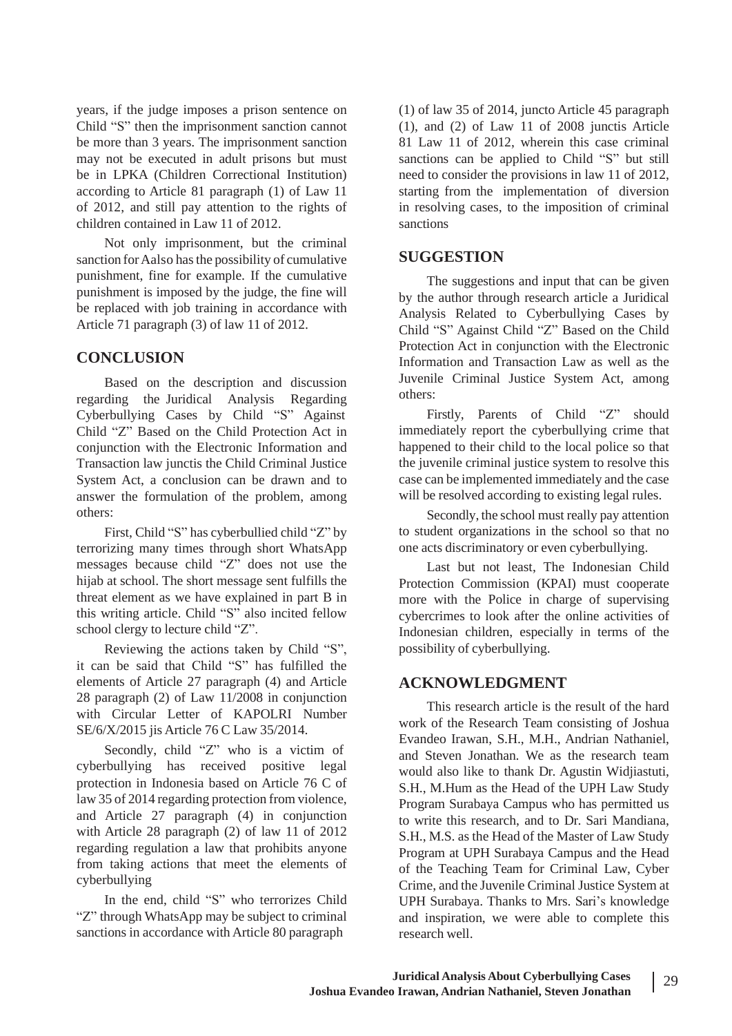years, if the judge imposes a prison sentence on Child "S" then the imprisonment sanction cannot be more than 3 years. The imprisonment sanction may not be executed in adult prisons but must be in LPKA (Children Correctional Institution) according to Article 81 paragraph (1) of Law 11 of 2012, and still pay attention to the rights of children contained in Law 11 of 2012.

Not only imprisonment, but the criminal sanction for Aalso has the possibility of cumulative punishment, fine for example. If the cumulative punishment is imposed by the judge, the fine will be replaced with job training in accordance with Article 71 paragraph (3) of law 11 of 2012.

## CONCLUSION

Based on the description and discussion regarding the Juridical Analysis Regarding Cyberbullying Cases by Child "S" Against Child "Z" Based on the Child Protection Act in conjunction with the Electronic Information and Transaction law junctis the Child Criminal Justice System Act, a conclusion can be drawn and to answer the formulation of the problem, among others:

First, Child "S" has cyberbullied child "Z" by terrorizing many times through short WhatsApp messages because child "Z" does not use the hijab at school. The short message sent fulfills the threat element as we have explained in part B in this writing article. Child "S" also incited fellow school clergy to lecture child "Z".

Reviewing the actions taken by Child "S", it can be said that Child "S" has fulfilled the elements of Article 27 paragraph (4) and Article 28 paragraph (2) of Law 11/2008 in conjunction with Circular Letter of KAPOLRI Number SE/6/X/2015 jis Article 76 C Law 35/2014.

Secondly, child "Z" who is a victim of cyberbullying has received positive legal protection in Indonesia based on Article 76 C of law 35 of 2014 regarding protection from violence, and Article 27 paragraph (4) in conjunction with Article 28 paragraph (2) of law 11 of 2012 regarding regulation a law that prohibits anyone from taking actions that meet the elements of cyberbullying

In the end, child "S" who terrorizes Child "Z" through WhatsApp may be subject to criminal sanctions in accordance with Article 80 paragraph (1) of law 35 of 2014, juncto Article 45 paragraph (1), and (2) of Law 11 of 2008 junctis Article 81 Law 11 of 2012, wherein this case criminal sanctions can be applied to Child "S" but still need to consider the provisions in law 11 of 2012, starting from the implementation of diversion in resolving cases, to the imposition of criminal sanctions

## SUGGESTION

The suggestions and input that can be given by the author through research article a Juridical Analysis Related to Cyberbullying Cases by Child "S" Against Child "Z" Based on the Child Protection Act in conjunction with the Electronic Information and Transaction Law as well as the Juvenile Criminal Justice System Act, among others:

Firstly, Parents of Child "Z" should immediately report the cyberbullying crime that happened to their child to the local police so that the juvenile criminal justice system to resolve this case can be implemented immediately and the case will be resolved according to existing legal rules.

Secondly, the school must really pay attention to student organizations in the school so that no one acts discriminatory or even cyberbullying.

Last but not least, The Indonesian Child Protection Commission (KPAI) must cooperate more with the Police in charge of supervising cybercrimes to look after the online activities of Indonesian children, especially in terms of the possibility of cyberbullying.

## ACKNOWLEDGMENT

This research article is the result of the hard work of the Research Team consisting of Joshua Evandeo Irawan, S.H., M.H., Andrian Nathaniel, and Steven Jonathan. We as the research team would also like to thank Dr. Agustin Widjiastuti, S.H., M.Hum as the Head of the UPH Law Study Program Surabaya Campus who has permitted us to write this research, and to Dr. Sari Mandiana, S.H., M.S. as the Head of the Master of Law Study Program at UPH Surabaya Campus and the Head of the Teaching Team for Criminal Law, Cyber Crime, and the Juvenile Criminal Justice System at UPH Surabaya. Thanks to Mrs. Sari's knowledge and inspiration, we were able to complete this research well.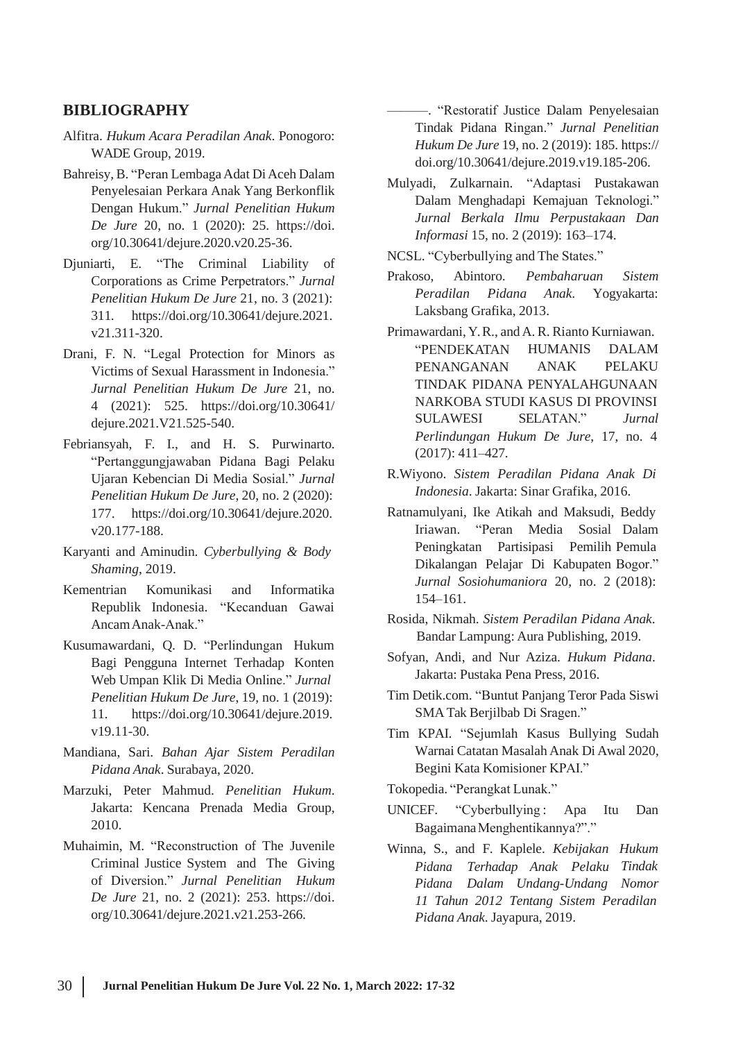## BIBLIOGRAPHY

Alfitra. *Hukum Acara Peradilan Anak*. Ponogoro: WADE Group, 2019.

Bahreisy, B. "Peran Lembaga Adat Di Aceh Dalam Penyelesaian Perkara Anak Yang Berkonflik Dengan Hukum." *Jurnal Penelitian Hukum De Jure* 20, no. 1 (2020): 25. https://doi.org/10.30641/dejure.2020.v20.25-36.

Djuniarti, E. "The Criminal Liability of Corporations as Crime Perpetrators." *Jurnal Penelitian Hukum De Jure* 21, no. 3 (2021): 311. https://doi.org/10.30641/dejure.2021.v21.311-320.

Drani, F. N. "Legal Protection for Minors as Victims of Sexual Harassment in Indonesia." *Jurnal Penelitian Hukum De Jure* 21, no. 4 (2021): 525. https://doi.org/10.30641/dejure.2021.V21.525-540.

Febriansyah, F. I., and H. S. Purwinarto. "Pertanggungjawaban Pidana Bagi Pelaku Ujaran Kebencian Di Media Sosial." *Jurnal Penelitian Hukum De Jure*, 20, no. 2 (2020): 177. https://doi.org/10.30641/dejure.2020.v20.177-188.

Karyanti and Aminudin. *Cyberbullying & Body Shaming*, 2019.

Kementrian Komunikasi and Informatika Republik Indonesia. "Kecanduan Gawai Ancam Anak-Anak."

Kusumawardani, Q. D. "Perlindungan Hukum Bagi Pengguna Internet Terhadap Konten Web Umpan Klik Di Media Online." *Jurnal Penelitian Hukum De Jure*, 19, no. 1 (2019): 11. https://doi.org/10.30641/dejure.2019.v19.11-30.

Mandiana, Sari. *Bahan Ajar Sistem Peradilan Pidana Anak*. Surabaya, 2020.

Marzuki, Peter Mahmud. *Penelitian Hukum*. Jakarta: Kencana Prenada Media Group, 2010.

Muhaimin, M. "Reconstruction of The Juvenile Criminal Justice System and The Giving of Diversion." *Jurnal Penelitian Hukum De Jure* 21, no. 2 (2021): 253. https://doi.org/10.30641/dejure.2021.v21.253-266.

———. "Restoratif Justice Dalam Penyelesaian Tindak Pidana Ringan." *Jurnal Penelitian Hukum De Jure* 19, no. 2 (2019): 185. https://doi.org/10.30641/dejure.2019.v19.185-206.

Mulyadi, Zulkarnain. "Adaptasi Pustakawan Dalam Menghadapi Kemajuan Teknologi." *Jurnal Berkala Ilmu Perpustakaan Dan Informasi* 15, no. 2 (2019): 163–174.

NCSL. "Cyberbullying and The States."

Prakoso, Abintoro. *Pembaharuan Sistem Peradilan Pidana Anak*. Yogyakarta: Laksbang Grafika, 2013.

Primawardani, Y. R., and A. R. Rianto Kurniawan. "PENDEKATAN HUMANIS DALAM PENANGANAN ANAK PELAKU TINDAK PIDANA PENYALAHGUNAAN NARKOBA STUDI KASUS DI PROVINSI SULAWESI SELATAN." *Jurnal Perlindungan Hukum De Jure*, 17, no. 4 (2017): 411–427.

R.Wiyono. *Sistem Peradilan Pidana Anak Di Indonesia*. Jakarta: Sinar Grafika, 2016.

Ratnamulyani, Ike Atikah and Maksudi, Beddy Iriawan. "Peran Media Sosial Dalam Peningkatan Partisipasi Pemilih Pemula Dikalangan Pelajar Di Kabupaten Bogor." *Jurnal Sosiohumaniora* 20, no. 2 (2018): 154–161.

Rosida, Nikmah. *Sistem Peradilan Pidana Anak*. Bandar Lampung: Aura Publishing, 2019.

Sofyan, Andi, and Nur Aziza. *Hukum Pidana*. Jakarta: Pustaka Pena Press, 2016.

Tim Detik.com. "Buntut Panjang Teror Pada Siswi SMA Tak Berjilbab Di Sragen."

Tim KPAI. "Sejumlah Kasus Bullying Sudah Warnai Catatan Masalah Anak Di Awal 2020, Begini Kata Komisioner KPAI."

Tokopedia. "Perangkat Lunak."

UNICEF. "Cyberbullying : Apa Itu Dan Bagaimana Menghentikannya?"."

Winna, S., and F. Kaplele. *Kebijakan Hukum Pidana Terhadap Anak Pelaku Tindak Pidana Dalam Undang-Undang Nomor 11 Tahun 2012 Tentang Sistem Peradilan Pidana Anak*. Jayapura, 2019.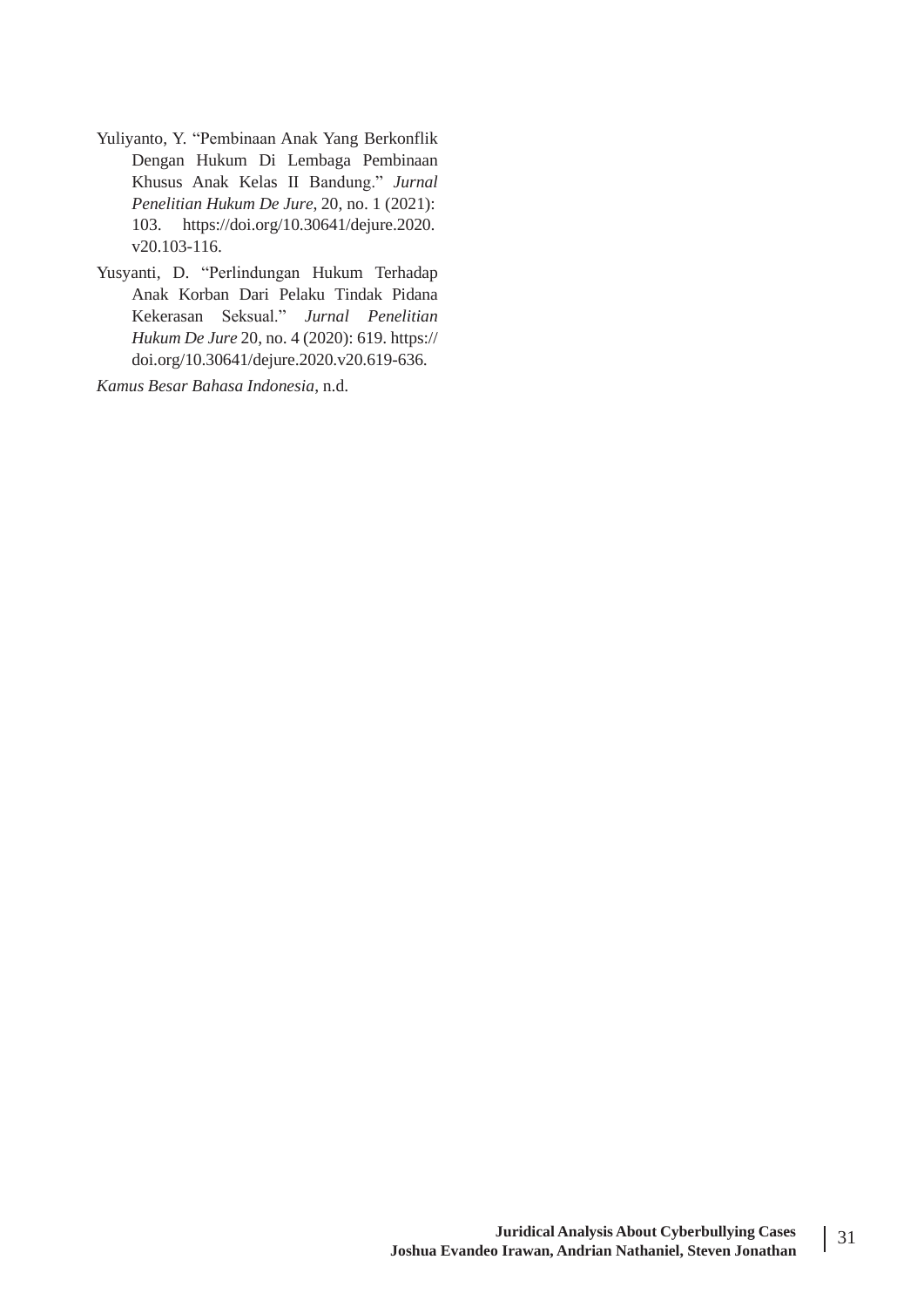Yuliyanto, Y. "Pembinaan Anak Yang Berkonflik Dengan Hukum Di Lembaga Pembinaan Khusus Anak Kelas II Bandung." *Jurnal Penelitian Hukum De Jure*, 20, no. 1 (2021): 103. https://doi.org/10.30641/dejure.2020.v20.103-116.

Yusyanti, D. "Perlindungan Hukum Terhadap Anak Korban Dari Pelaku Tindak Pidana Kekerasan Seksual." *Jurnal Penelitian Hukum De Jure* 20, no. 4 (2020): 619. https://doi.org/10.30641/dejure.2020.v20.619-636.

*Kamus Besar Bahasa Indonesia*, n.d.